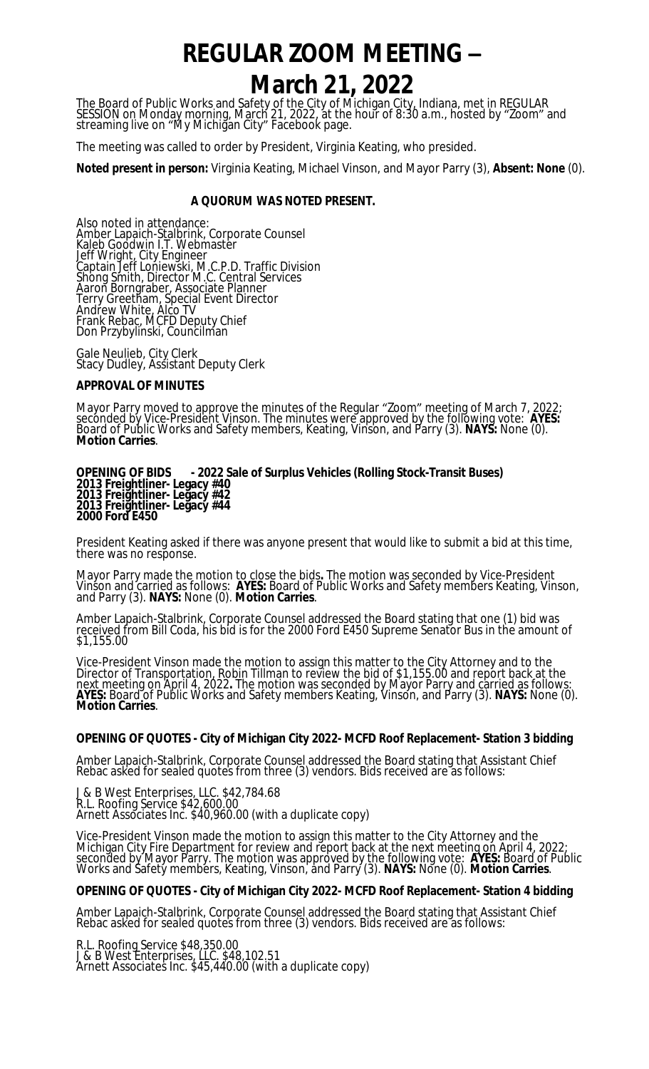# REGULAR ZOOM MEETING – March 21, 2022

The Board of Public Works and Safety of the City of Michigan City, Indiana, met in REGULAR SESSION on Monday morning, March 21, 2022, at the hour of 8:30 a.m., hosted by "Zoom" and streaming live on "My Michigan City" Facebook page.

The meeting was called to order by President, Virginia Keating, who presided.

**Noted present in person:** Virginia Keating, Michael Vinson, and Mayor Parry (3), **Absent: None** (0).

**A QUORUM WAS NOTED PRESENT.**

Also noted in attendance:
Amber Lapaich-Stalbrink, Corporate Counsel
Kaleb Goodwin I.T. Webmaster
Jeff Wright, City Engineer
Captain Jeff Loniewski, M.C.P.D. Traffic Division
Shong Smith, Director M.C. Central Services
Aaron Borngraber, Associate Planner
Terry Greetham, Special Event Director
Andrew White, Alco TV
Frank Rebac, MCFD Deputy Chief
Don Przybylinski, Councilman

Gale Neulieb, City Clerk
Stacy Dudley, Assistant Deputy Clerk

**APPROVAL OF MINUTES**

Mayor Parry moved to approve the minutes of the Regular "Zoom" meeting of March 7, 2022; seconded by Vice-President Vinson. The minutes were approved by the following vote: **AYES:** Board of Public Works and Safety members, Keating, Vinson, and Parry (3). **NAYS:** None (0). **Motion Carries**.

**OPENING OF BIDS - 2022 Sale of Surplus Vehicles (Rolling Stock-Transit Buses)**
**2013 Freightliner- Legacy #40**
**2013 Freightliner- Legacy #42**
**2013 Freightliner- Legacy #44**
**2000 Ford E450**

President Keating asked if there was anyone present that would like to submit a bid at this time, there was no response.

Mayor Parry made the motion to close the bids**.** The motion was seconded by Vice-President Vinson and carried as follows: **AYES:** Board of Public Works and Safety members Keating, Vinson, and Parry (3). **NAYS:** None (0). **Motion Carries**.

Amber Lapaich-Stalbrink, Corporate Counsel addressed the Board stating that one (1) bid was received from Bill Coda, his bid is for the 2000 Ford E450 Supreme Senator Bus in the amount of $1,155.00

Vice-President Vinson made the motion to assign this matter to the City Attorney and to the Director of Transportation, Robin Tillman to review the bid of $1,155.00 and report back at the next meeting on April 4, 2022**.** The motion was seconded by Mayor Parry and carried as follows: **AYES:** Board of Public Works and Safety members Keating, Vinson, and Parry (3). **NAYS:** None (0). **Motion Carries**.

**OPENING OF QUOTES - City of Michigan City 2022- MCFD Roof Replacement- Station 3 bidding**

Amber Lapaich-Stalbrink, Corporate Counsel addressed the Board stating that Assistant Chief Rebac asked for sealed quotes from three (3) vendors. Bids received are as follows:

J & B West Enterprises, LLC. $42,784.68
R.L. Roofing Service $42,600.00
Arnett Associates Inc. $40,960.00 (with a duplicate copy)

Vice-President Vinson made the motion to assign this matter to the City Attorney and the Michigan City Fire Department for review and report back at the next meeting on April 4, 2022; seconded by Mayor Parry. The motion was approved by the following vote: **AYES:** Board of Public Works and Safety members, Keating, Vinson, and Parry (3). **NAYS:** None (0). **Motion Carries**.

**OPENING OF QUOTES - City of Michigan City 2022- MCFD Roof Replacement- Station 4 bidding**

Amber Lapaich-Stalbrink, Corporate Counsel addressed the Board stating that Assistant Chief Rebac asked for sealed quotes from three (3) vendors. Bids received are as follows:

R.L. Roofing Service $48,350.00
J & B West Enterprises, LLC. $48,102.51
Arnett Associates Inc. $45,440.00 (with a duplicate copy)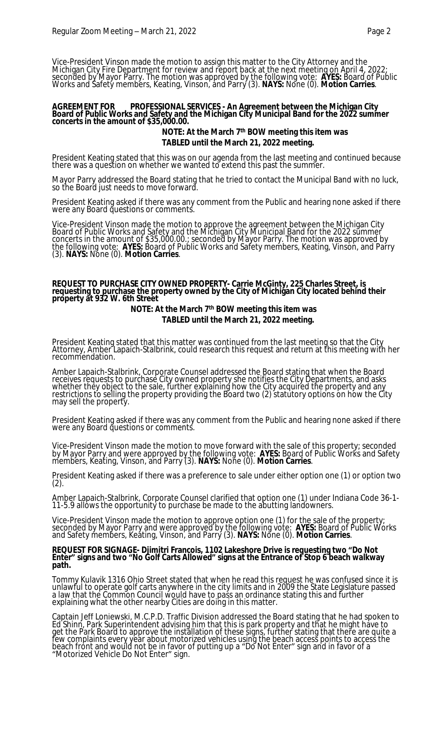Vice-President Vinson made the motion to assign this matter to the City Attorney and the Michigan City Fire Department for review and report back at the next meeting on April 4, 2022; seconded by Mayor Parry. The motion was approved by the following vote: **AYES:** Board of Public Works and Safety members, Keating, Vinson, and Parry (3). **NAYS:** None (0). **Motion Carries**.

**AGREEMENT FOR PROFESSIONAL SERVICES - An Agreement between the Michigan City Board of Public Works and Safety and the Michigan City Municipal Band for the 2022 summer concerts in the amount of $35,000.00.**

**NOTE: At the March 7th BOW meeting this item was TABLED until the March 21, 2022 meeting.**

President Keating stated that this was on our agenda from the last meeting and continued because there was a question on whether we wanted to extend this past the summer.

Mayor Parry addressed the Board stating that he tried to contact the Municipal Band with no luck, so the Board just needs to move forward.

President Keating asked if there was any comment from the Public and hearing none asked if there were any Board questions or comments.

Vice-President Vinson made the motion to approve the agreement between the Michigan City Board of Public Works and Safety and the Michigan City Municipal Band for the 2022 summer concerts in the amount of $35,000.00.; seconded by Mayor Parry. The motion was approved by the following vote: **AYES:** Board of Public Works and Safety members, Keating, Vinson, and Parry (3). **NAYS:** None (0). **Motion Carries**.

**REQUEST TO PURCHASE CITY OWNED PROPERTY- Carrie McGinty, 225 Charles Street, is requesting to purchase the property owned by the City of Michigan City located behind their property at 932 W. 6th Street**

**NOTE: At the March 7th BOW meeting this item was TABLED until the March 21, 2022 meeting.**

President Keating stated that this matter was continued from the last meeting so that the City Attorney, Amber Lapaich-Stalbrink, could research this request and return at this meeting with her recommendation.

Amber Lapaich-Stalbrink, Corporate Counsel addressed the Board stating that when the Board receives requests to purchase City owned property she notifies the City Departments, and asks whether they object to the sale, further explaining how the City acquired the property and any restrictions to selling the property providing the Board two (2) statutory options on how the City may sell the property.

President Keating asked if there was any comment from the Public and hearing none asked if there were any Board questions or comments.

Vice-President Vinson made the motion to move forward with the sale of this property; seconded by Mayor Parry and were approved by the following vote: **AYES:** Board of Public Works and Safety members, Keating, Vinson, and Parry (3). **NAYS:** None (0). **Motion Carries**.

President Keating asked if there was a preference to sale under either option one (1) or option two (2).

Amber Lapaich-Stalbrink, Corporate Counsel clarified that option one (1) under Indiana Code 36-1-11-5.9 allows the opportunity to purchase be made to the abutting landowners.

Vice-President Vinson made the motion to approve option one (1) for the sale of the property; seconded by Mayor Parry and were approved by the following vote: **AYES:** Board of Public Works and Safety members, Keating, Vinson, and Parry (3). **NAYS:** None (0). **Motion Carries**.

**REQUEST FOR SIGNAGE- Djimitri Francois, 1102 Lakeshore Drive is requesting two "Do Not Enter" signs and two "No Golf Carts Allowed" signs at the Entrance of Stop 6 beach walkway path.**

Tommy Kulavik 1316 Ohio Street stated that when he read this request he was confused since it is unlawful to operate golf carts anywhere in the city limits and in 2009 the State Legislature passed a law that the Common Council would have to pass an ordinance stating this and further explaining what the other nearby Cities are doing in this matter.

Captain Jeff Loniewski, M.C.P.D. Traffic Division addressed the Board stating that he had spoken to Ed Shinn, Park Superintendent advising him that this is park property and that he might have to get the Park Board to approve the installation of these signs, further stating that there are quite a few complaints every year about motorized vehicles using the beach access points to access the beach front and would not be in favor of putting up a "Do Not Enter" sign and in favor of a "Motorized Vehicle Do Not Enter" sign.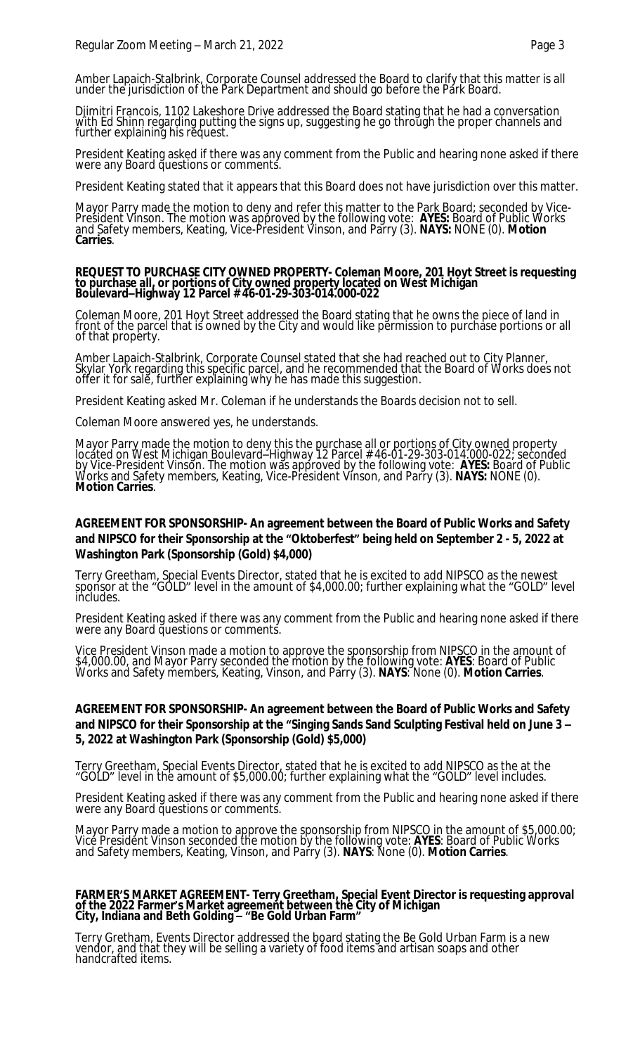Amber Lapaich-Stalbrink, Corporate Counsel addressed the Board to clarify that this matter is all under the jurisdiction of the Park Department and should go before the Park Board.

Djimitri Francois, 1102 Lakeshore Drive addressed the Board stating that he had a conversation with Ed Shinn regarding putting the signs up, suggesting he go through the proper channels and further explaining his request.

President Keating asked if there was any comment from the Public and hearing none asked if there were any Board questions or comments.

President Keating stated that it appears that this Board does not have jurisdiction over this matter.

Mayor Parry made the motion to deny and refer this matter to the Park Board; seconded by Vice-President Vinson. The motion was approved by the following vote: **AYES:** Board of Public Works and Safety members, Keating, Vice-President Vinson, and Parry (3). **NAYS:** NONE (0). **Motion Carries**.

**REQUEST TO PURCHASE CITY OWNED PROPERTY- Coleman Moore, 201 Hoyt Street is requesting to purchase all, or portions of City owned property located on West Michigan Boulevard–Highway 12 Parcel # 46-01-29-303-014.000-022**

Coleman Moore, 201 Hoyt Street addressed the Board stating that he owns the piece of land in front of the parcel that is owned by the City and would like permission to purchase portions or all of that property.

Amber Lapaich-Stalbrink, Corporate Counsel stated that she had reached out to City Planner, Skylar York regarding this specific parcel, and he recommended that the Board of Works does not offer it for sale, further explaining why he has made this suggestion.

President Keating asked Mr. Coleman if he understands the Boards decision not to sell.

Coleman Moore answered yes, he understands.

Mayor Parry made the motion to deny this the purchase all or portions of City owned property located on West Michigan Boulevard–Highway 12 Parcel # 46-01-29-303-014.000-022; seconded by Vice-President Vinson. The motion was approved by the following vote: **AYES:** Board of Public Works and Safety members, Keating, Vice-President Vinson, and Parry (3). **NAYS:** NONE (0). **Motion Carries**.

**AGREEMENT FOR SPONSORSHIP- An agreement between the Board of Public Works and Safety and NIPSCO for their Sponsorship at the "Oktoberfest" being held on September 2 - 5, 2022 at Washington Park (Sponsorship (Gold) $4,000)**

Terry Greetham, Special Events Director, stated that he is excited to add NIPSCO as the newest sponsor at the "GOLD" level in the amount of $4,000.00; further explaining what the "GOLD" level includes.

President Keating asked if there was any comment from the Public and hearing none asked if there were any Board questions or comments.

Vice President Vinson made a motion to approve the sponsorship from NIPSCO in the amount of $4,000.00, and Mayor Parry seconded the motion by the following vote: **AYES**: Board of Public Works and Safety members, Keating, Vinson, and Parry (3). **NAYS**: None (0). **Motion Carries**.

**AGREEMENT FOR SPONSORSHIP- An agreement between the Board of Public Works and Safety and NIPSCO for their Sponsorship at the "Singing Sands Sand Sculpting Festival held on June 3 – 5, 2022 at Washington Park (Sponsorship (Gold) $5,000)**

Terry Greetham, Special Events Director, stated that he is excited to add NIPSCO as the at the "GOLD" level in the amount of $5,000.00; further explaining what the "GOLD" level includes.

President Keating asked if there was any comment from the Public and hearing none asked if there were any Board questions or comments.

Mayor Parry made a motion to approve the sponsorship from NIPSCO in the amount of $5,000.00; Vice President Vinson seconded the motion by the following vote: **AYES**: Board of Public Works and Safety members, Keating, Vinson, and Parry (3). **NAYS**: None (0). **Motion Carries**.

**FARMER'S MARKET AGREEMENT- Terry Greetham, Special Event Director is requesting approval of the 2022 Farmer's Market agreement between the City of Michigan City, Indiana and Beth Golding – "Be Gold Urban Farm"**

Terry Gretham, Events Director addressed the board stating the Be Gold Urban Farm is a new vendor, and that they will be selling a variety of food items and artisan soaps and other handcrafted items.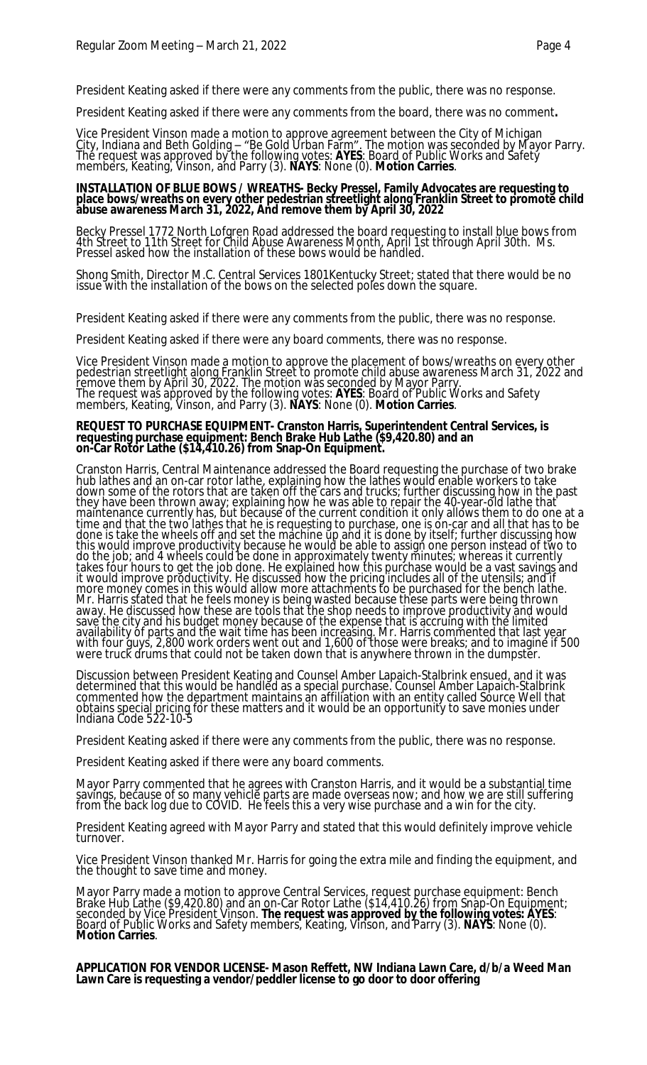President Keating asked if there were any comments from the public, there was no response.

President Keating asked if there were any comments from the board, there was no comment**.**

Vice President Vinson made a motion to approve agreement between the City of Michigan City, Indiana and Beth Golding – "Be Gold Urban Farm". The motion was seconded by Mayor Parry. The request was approved by the following votes: **AYES**: Board of Public Works and Safety members, Keating, Vinson, and Parry (3). **NAYS**: None (0). **Motion Carries**.

**INSTALLATION OF BLUE BOWS / WREATHS- Becky Pressel, Family Advocates are requesting to place bows/wreaths on every other pedestrian streetlight along Franklin Street to promote child abuse awareness March 31, 2022, And remove them by April 30, 2022**

Becky Pressel 1772 North Lofgren Road addressed the board requesting to install blue bows from 4th Street to 11th Street for Child Abuse Awareness Month, April 1st through April 30th. Ms. Pressel asked how the installation of these bows would be handled.

Shong Smith, Director M.C. Central Services 1801Kentucky Street; stated that there would be no issue with the installation of the bows on the selected poles down the square.

President Keating asked if there were any comments from the public, there was no response.

President Keating asked if there were any board comments, there was no response.

Vice President Vinson made a motion to approve the placement of bows/wreaths on every other pedestrian streetlight along Franklin Street to promote child abuse awareness March 31, 2022 and remove them by April 30, 2022. The motion was seconded by Mayor Parry.
The request was approved by the following votes: **AYES**: Board of Public Works and Safety members, Keating, Vinson, and Parry (3). **NAYS**: None (0). **Motion Carries**.

**REQUEST TO PURCHASE EQUIPMENT- Cranston Harris, Superintendent Central Services, is requesting purchase equipment: Bench Brake Hub Lathe ($9,420.80) and an on-Car Rotor Lathe ($14,410.26) from Snap-On Equipment.**

Cranston Harris, Central Maintenance addressed the Board requesting the purchase of two brake hub lathes and an on-car rotor lathe, explaining how the lathes would enable workers to take down some of the rotors that are taken off the cars and trucks; further discussing how in the past they have been thrown away; explaining how he was able to repair the 40-year-old lathe that maintenance currently has, but because of the current condition it only allows them to do one at a time and that the two lathes that he is requesting to purchase, one is on-car and all that has to be done is take the wheels off and set the machine up and it is done by itself; further discussing how this would improve productivity because he would be able to assign one person instead of two to do the job; and 4 wheels could be done in approximately twenty minutes; whereas it currently takes four hours to get the job done. He explained how this purchase would be a vast savings and it would improve productivity. He discussed how the pricing includes all of the utensils; and if more money comes in this would allow more attachments to be purchased for the bench lathe. Mr. Harris stated that he feels money is being wasted because these parts were being thrown away. He discussed how these are tools that the shop needs to improve productivity and would save the city and his budget money because of the expense that is accruing with the limited availability of parts and the wait time has been increasing. Mr. Harris commented that last year with four guys, 2,800 work orders went out and 1,600 of those were breaks; and to imagine if 500 were truck drums that could not be taken down that is anywhere thrown in the dumpster.

Discussion between President Keating and Counsel Amber Lapaich-Stalbrink ensued, and it was determined that this would be handled as a special purchase. Counsel Amber Lapaich-Stalbrink commented how the department maintains an affiliation with an entity called Source Well that obtains special pricing for these matters and it would be an opportunity to save monies under Indiana Code 522-10-5

President Keating asked if there were any comments from the public, there was no response.

President Keating asked if there were any board comments.

Mayor Parry commented that he agrees with Cranston Harris, and it would be a substantial time savings, because of so many vehicle parts are made overseas now; and how we are still suffering from the back log due to COVID. He feels this a very wise purchase and a win for the city.

President Keating agreed with Mayor Parry and stated that this would definitely improve vehicle turnover.

Vice President Vinson thanked Mr. Harris for going the extra mile and finding the equipment, and the thought to save time and money.

Mayor Parry made a motion to approve Central Services, request purchase equipment: Bench Brake Hub Lathe ($9,420.80) and an on-Car Rotor Lathe ($14,410.26) from Snap-On Equipment; seconded by Vice President Vinson. **The request was approved by the following votes: AYES**: Board of Public Works and Safety members, Keating, Vinson, and Parry (3). **NAYS**: None (0). **Motion Carries**.

**APPLICATION FOR VENDOR LICENSE- Mason Reffett, NW Indiana Lawn Care, d/b/a Weed Man Lawn Care is requesting a vendor/peddler license to go door to door offering**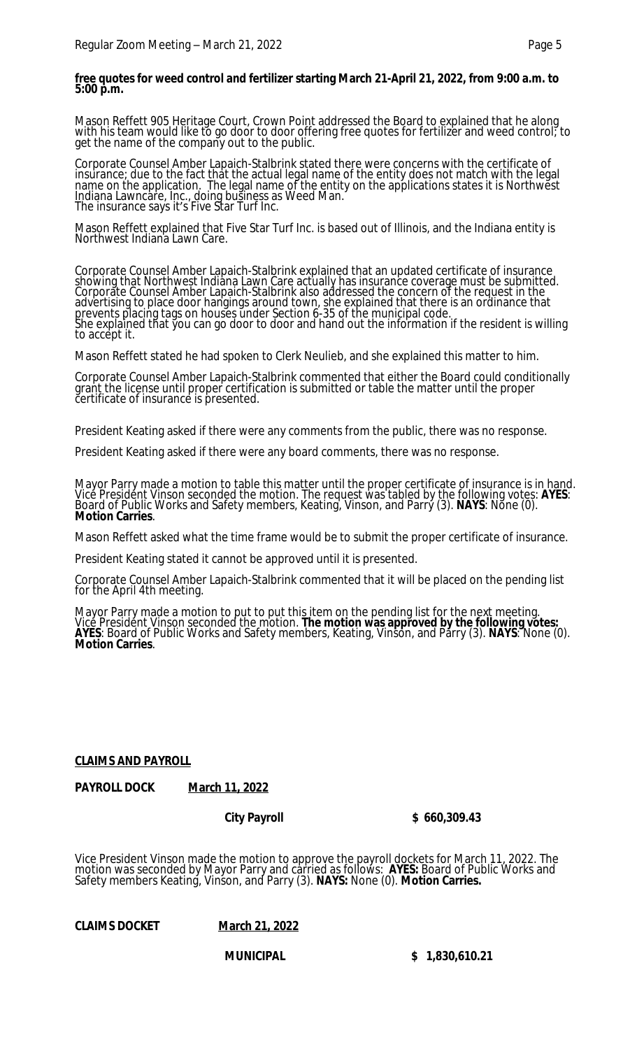**free quotes for weed control and fertilizer starting March 21-April 21, 2022, from 9:00 a.m. to 5:00 p.m.**

Mason Reffett 905 Heritage Court, Crown Point addressed the Board to explained that he along with his team would like to go door to door offering free quotes for fertilizer and weed control; to get the name of the company out to the public.

Corporate Counsel Amber Lapaich-Stalbrink stated there were concerns with the certificate of insurance; due to the fact that the actual legal name of the entity does not match with the legal name on the application. The legal name of the entity on the applications states it is Northwest Indiana Lawncare, Inc., doing business as Weed Man.
The insurance says it's Five Star Turf Inc.

Mason Reffett explained that Five Star Turf Inc. is based out of Illinois, and the Indiana entity is Northwest Indiana Lawn Care.

Corporate Counsel Amber Lapaich-Stalbrink explained that an updated certificate of insurance showing that Northwest Indiana Lawn Care actually has insurance coverage must be submitted. Corporate Counsel Amber Lapaich-Stalbrink also addressed the concern of the request in the advertising to place door hangings around town, she explained that there is an ordinance that prevents placing tags on houses under Section 6-35 of the municipal code.
She explained that you can go door to door and hand out the information if the resident is willing to accept it.

Mason Reffett stated he had spoken to Clerk Neulieb, and she explained this matter to him.

Corporate Counsel Amber Lapaich-Stalbrink commented that either the Board could conditionally grant the license until proper certification is submitted or table the matter until the proper certificate of insurance is presented.

President Keating asked if there were any comments from the public, there was no response.

President Keating asked if there were any board comments, there was no response.

Mayor Parry made a motion to table this matter until the proper certificate of insurance is in hand. Vice President Vinson seconded the motion. The request was tabled by the following votes: **AYES**: Board of Public Works and Safety members, Keating, Vinson, and Parry (3). **NAYS**: None (0). **Motion Carries**.

Mason Reffett asked what the time frame would be to submit the proper certificate of insurance.

President Keating stated it cannot be approved until it is presented.

Corporate Counsel Amber Lapaich-Stalbrink commented that it will be placed on the pending list for the April 4th meeting.

Mayor Parry made a motion to put to put this item on the pending list for the next meeting. Vice President Vinson seconded the motion. **The motion was approved by the following votes: AYES**: Board of Public Works and Safety members, Keating, Vinson, and Parry (3). **NAYS**: None (0). **Motion Carries**.

**CLAIMS AND PAYROLL**

**PAYROLL DOCK** **March 11, 2022**

**City Payroll** **$ 660,309.43**

Vice President Vinson made the motion to approve the payroll dockets for March 11, 2022. The motion was seconded by Mayor Parry and carried as follows: **AYES:** Board of Public Works and Safety members Keating, Vinson, and Parry (3). **NAYS:** None (0). **Motion Carries.**

**CLAIMS DOCKET** **March 21, 2022**

**MUNICIPAL** **$ 1,830,610.21**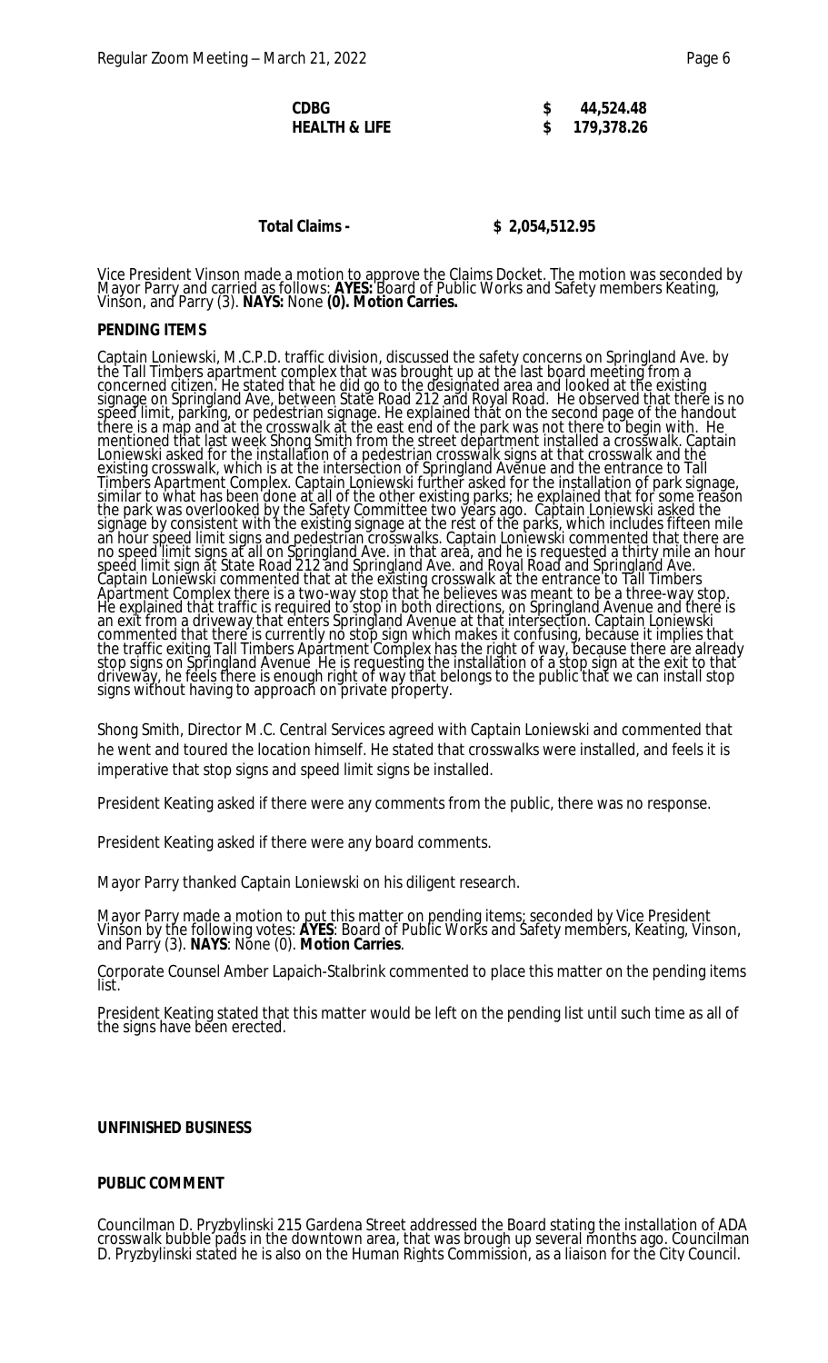| | |
|---|---|
| **CDBG** | **$ 44,524.48** |
| **HEALTH & LIFE** | **$ 179,378.26** |

**Total Claims - $ 2,054,512.95**

Vice President Vinson made a motion to approve the Claims Docket. The motion was seconded by Mayor Parry and carried as follows: **AYES:** Board of Public Works and Safety members Keating, Vinson, and Parry (3). **NAYS:** None **(0). Motion Carries.**

**PENDING ITEMS**

Captain Loniewski, M.C.P.D. traffic division, discussed the safety concerns on Springland Ave. by the Tall Timbers apartment complex that was brought up at the last board meeting from a concerned citizen. He stated that he did go to the designated area and looked at the existing signage on Springland Ave, between State Road 212 and Royal Road. He observed that there is no speed limit, parking, or pedestrian signage. He explained that on the second page of the handout there is a map and at the crosswalk at the east end of the park was not there to begin with. He mentioned that last week Shong Smith from the street department installed a crosswalk. Captain Loniewski asked for the installation of a pedestrian crosswalk signs at that crosswalk and the existing crosswalk, which is at the intersection of Springland Avenue and the entrance to Tall Timbers Apartment Complex. Captain Loniewski further asked for the installation of park signage, similar to what has been done at all of the other existing parks; he explained that for some reason the park was overlooked by the Safety Committee two years ago. Captain Loniewski asked the signage by consistent with the existing signage at the rest of the parks, which includes fifteen mile an hour speed limit signs and pedestrian crosswalks. Captain Loniewski commented that there are no speed limit signs at all on Springland Ave. in that area, and he is requested a thirty mile an hour speed limit sign at State Road 212 and Springland Ave. and Royal Road and Springland Ave. Captain Loniewski commented that at the existing crosswalk at the entrance to Tall Timbers Apartment Complex there is a two-way stop that he believes was meant to be a three-way stop. He explained that traffic is required to stop in both directions, on Springland Avenue and there is an exit from a driveway that enters Springland Avenue at that intersection. Captain Loniewski commented that there is currently no stop sign which makes it confusing, because it implies that the traffic exiting Tall Timbers Apartment Complex has the right of way, because there are already stop signs on Springland Avenue He is requesting the installation of a stop sign at the exit to that driveway, he feels there is enough right of way that belongs to the public that we can install stop signs without having to approach on private property.

Shong Smith, Director M.C. Central Services agreed with Captain Loniewski and commented that he went and toured the location himself. He stated that crosswalks were installed, and feels it is imperative that stop signs and speed limit signs be installed.

President Keating asked if there were any comments from the public, there was no response.

President Keating asked if there were any board comments.

Mayor Parry thanked Captain Loniewski on his diligent research.

Mayor Parry made a motion to put this matter on pending items; seconded by Vice President Vinson by the following votes: **AYES**: Board of Public Works and Safety members, Keating, Vinson, and Parry (3). **NAYS**: None (0). **Motion Carries**.

Corporate Counsel Amber Lapaich-Stalbrink commented to place this matter on the pending items list.

President Keating stated that this matter would be left on the pending list until such time as all of the signs have been erected.

**UNFINISHED BUSINESS**

**PUBLIC COMMENT**

Councilman D. Pryzbylinski 215 Gardena Street addressed the Board stating the installation of ADA crosswalk bubble pads in the downtown area, that was brough up several months ago. Councilman D. Pryzbylinski stated he is also on the Human Rights Commission, as a liaison for the City Council.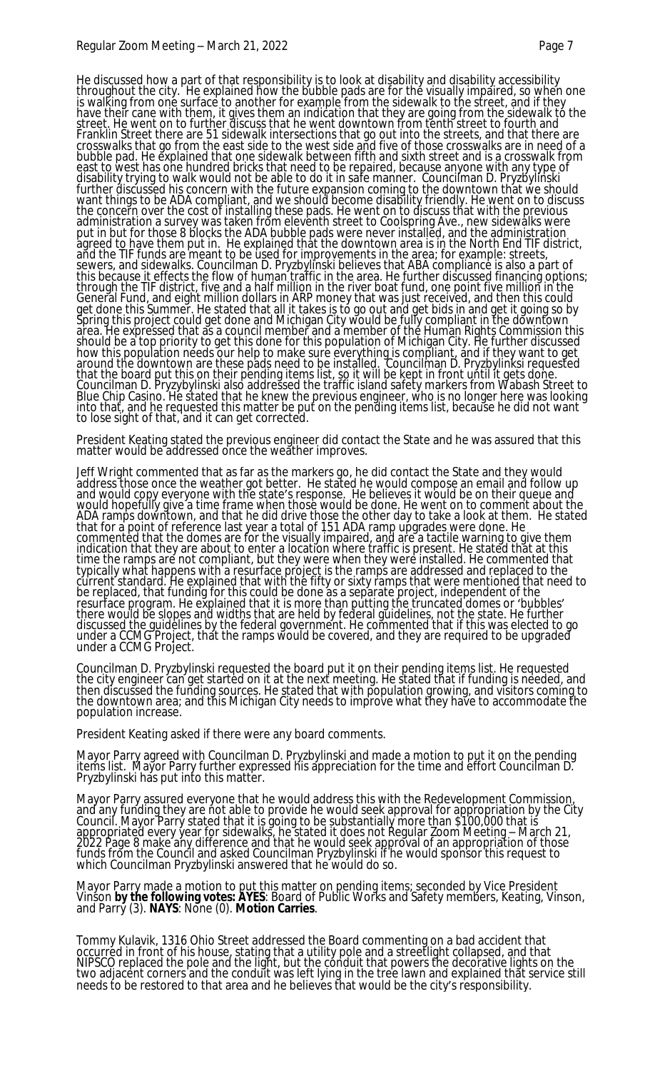He discussed how a part of that responsibility is to look at disability and disability accessibility throughout the city. He explained how the bubble pads are for the visually impaired, so when one is walking from one surface to another for example from the sidewalk to the street, and if they have their cane with them, it gives them an indication that they are going from the sidewalk to the street. He went on to further discuss that he went downtown from tenth street to fourth and Franklin Street there are 51 sidewalk intersections that go out into the streets, and that there are crosswalks that go from the east side to the west side and five of those crosswalks are in need of a bubble pad. He explained that one sidewalk between fifth and sixth street and is a crosswalk from east to west has one hundred bricks that need to be repaired, because anyone with any type of disability trying to walk would not be able to do it in safe manner. Councilman D. Pryzbylinski further discussed his concern with the future expansion coming to the downtown that we should want things to be ADA compliant, and we should become disability friendly. He went on to discuss the concern over the cost of installing these pads. He went on to discuss that with the previous administration a survey was taken from eleventh street to Coolspring Ave., new sidewalks were put in but for those 8 blocks the ADA bubble pads were never installed, and the administration agreed to have them put in. He explained that the downtown area is in the North End TIF district, and the TIF funds are meant to be used for improvements in the area; for example: streets, sewers, and sidewalks. Councilman D. Pryzbylinski believes that ABA compliance is also a part of this because it effects the flow of human traffic in the area. He further discussed financing options; through the TIF district, five and a half million in the river boat fund, one point five million in the General Fund, and eight million dollars in ARP money that was just received, and then this could get done this Summer. He stated that all it takes is to go out and get bids in and get it going so by Spring this project could get done and Michigan City would be fully compliant in the downtown area. He expressed that as a council member and a member of the Human Rights Commission this should be a top priority to get this done for this population of Michigan City. He further discussed how this population needs our help to make sure everything is compliant, and if they want to get around the downtown are these pads need to be installed. Councilman D. Pryzbylinksi requested that the board put this on their pending items list, so it will be kept in front until it gets done. Councilman D. Pryzybylinski also addressed the traffic island safety markers from Wabash Street to Blue Chip Casino. He stated that he knew the previous engineer, who is no longer here was looking into that, and he requested this matter be put on the pending items list, because he did not want to lose sight of that, and it can get corrected.

President Keating stated the previous engineer did contact the State and he was assured that this matter would be addressed once the weather improves.

Jeff Wright commented that as far as the markers go, he did contact the State and they would address those once the weather got better. He stated he would compose an email and follow up and would copy everyone with the state's response. He believes it would be on their queue and would hopefully give a time frame when those would be done. He went on to comment about the ADA ramps downtown, and that he did drive those the other day to take a look at them. He stated that for a point of reference last year a total of 151 ADA ramp upgrades were done. He commented that the domes are for the visually impaired, and are a tactile warning to give them indication that they are about to enter a location where traffic is present. He stated that at this time the ramps are not compliant, but they were when they were installed. He commented that typically what happens with a resurface project is the ramps are addressed and replaced to the current standard. He explained that with the fifty or sixty ramps that were mentioned that need to be replaced, that funding for this could be done as a separate project, independent of the resurface program. He explained that it is more than putting the truncated domes or 'bubbles' there would be slopes and widths that are held by federal guidelines, not the state. He further discussed the guidelines by the federal government. He commented that if this was elected to go under a CCMG Project, that the ramps would be covered, and they are required to be upgraded under a CCMG Project.

Councilman D. Pryzbylinski requested the board put it on their pending items list. He requested the city engineer can get started on it at the next meeting. He stated that if funding is needed, and then discussed the funding sources. He stated that with population growing, and visitors coming to the downtown area; and this Michigan City needs to improve what they have to accommodate the population increase.

President Keating asked if there were any board comments.

Mayor Parry agreed with Councilman D. Pryzbylinski and made a motion to put it on the pending items list. Mayor Parry further expressed his appreciation for the time and effort Councilman D. Pryzbylinski has put into this matter.

Mayor Parry assured everyone that he would address this with the Redevelopment Commission, and any funding they are not able to provide he would seek approval for appropriation by the City Council. Mayor Parry stated that it is going to be substantially more than $100,000 that is appropriated every year for sidewalks, he stated it does not Regular Zoom Meeting – March 21, 2022 Page 8 make any difference and that he would seek approval of an appropriation of those funds from the Council and asked Councilman Pryzbylinski if he would sponsor this request to which Councilman Pryzbylinski answered that he would do so.

Mayor Parry made a motion to put this matter on pending items; seconded by Vice President Vinson **by the following votes: AYES**: Board of Public Works and Safety members, Keating, Vinson, and Parry (3). **NAYS**: None (0). **Motion Carries**.

Tommy Kulavik, 1316 Ohio Street addressed the Board commenting on a bad accident that occurred in front of his house, stating that a utility pole and a streetlight collapsed, and that NIPSCO replaced the pole and the light, but the conduit that powers the decorative lights on the two adjacent corners and the conduit was left lying in the tree lawn and explained that service still needs to be restored to that area and he believes that would be the city's responsibility.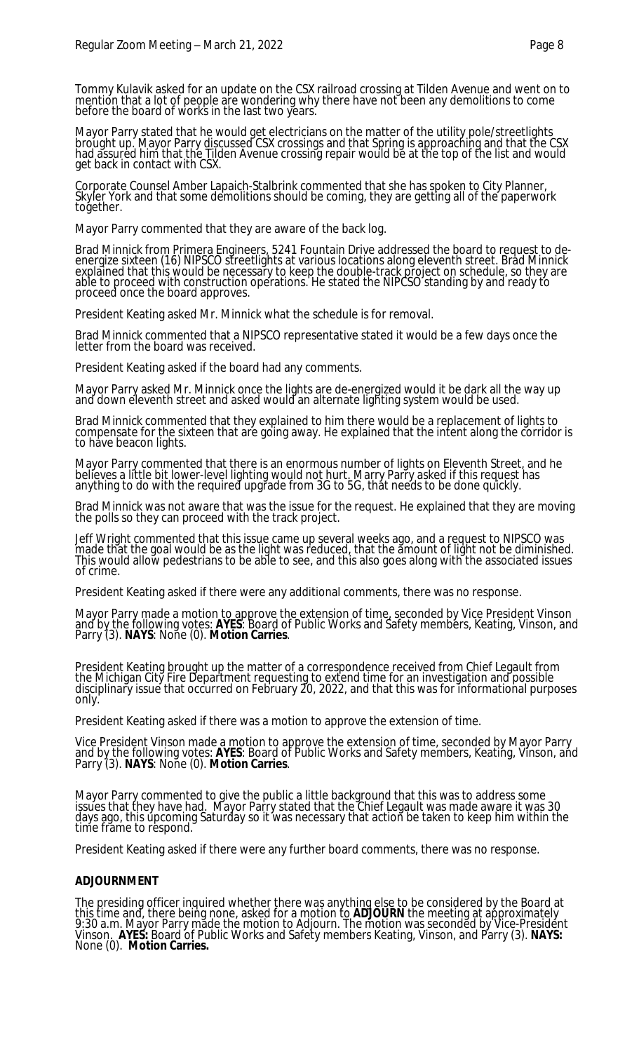Tommy Kulavik asked for an update on the CSX railroad crossing at Tilden Avenue and went on to mention that a lot of people are wondering why there have not been any demolitions to come before the board of works in the last two years.

Mayor Parry stated that he would get electricians on the matter of the utility pole/streetlights brought up. Mayor Parry discussed CSX crossings and that Spring is approaching and that the CSX had assured him that the Tilden Avenue crossing repair would be at the top of the list and would get back in contact with CSX.

Corporate Counsel Amber Lapaich-Stalbrink commented that she has spoken to City Planner, Skyler York and that some demolitions should be coming, they are getting all of the paperwork together.

Mayor Parry commented that they are aware of the back log.

Brad Minnick from Primera Engineers, 5241 Fountain Drive addressed the board to request to de-energize sixteen (16) NIPSCO streetlights at various locations along eleventh street. Brad Minnick explained that this would be necessary to keep the double-track project on schedule, so they are able to proceed with construction operations. He stated the NIPCSO standing by and ready to proceed once the board approves.

President Keating asked Mr. Minnick what the schedule is for removal.

Brad Minnick commented that a NIPSCO representative stated it would be a few days once the letter from the board was received.

President Keating asked if the board had any comments.

Mayor Parry asked Mr. Minnick once the lights are de-energized would it be dark all the way up and down eleventh street and asked would an alternate lighting system would be used.

Brad Minnick commented that they explained to him there would be a replacement of lights to compensate for the sixteen that are going away. He explained that the intent along the corridor is to have beacon lights.

Mayor Parry commented that there is an enormous number of lights on Eleventh Street, and he believes a little bit lower-level lighting would not hurt. Marry Parry asked if this request has anything to do with the required upgrade from 3G to 5G, that needs to be done quickly.

Brad Minnick was not aware that was the issue for the request. He explained that they are moving the polls so they can proceed with the track project.

Jeff Wright commented that this issue came up several weeks ago, and a request to NIPSCO was made that the goal would be as the light was reduced, that the amount of light not be diminished. This would allow pedestrians to be able to see, and this also goes along with the associated issues of crime.

President Keating asked if there were any additional comments, there was no response.

Mayor Parry made a motion to approve the extension of time, seconded by Vice President Vinson and by the following votes: **AYES**: Board of Public Works and Safety members, Keating, Vinson, and Parry (3). **NAYS**: None (0). **Motion Carries**.

President Keating brought up the matter of a correspondence received from Chief Legault from the Michigan City Fire Department requesting to extend time for an investigation and possible disciplinary issue that occurred on February 20, 2022, and that this was for informational purposes only.

President Keating asked if there was a motion to approve the extension of time.

Vice President Vinson made a motion to approve the extension of time, seconded by Mayor Parry and by the following votes: **AYES**: Board of Public Works and Safety members, Keating, Vinson, and Parry (3). **NAYS**: None (0). **Motion Carries**.

Mayor Parry commented to give the public a little background that this was to address some issues that they have had. Mayor Parry stated that the Chief Legault was made aware it was 30 days ago, this upcoming Saturday so it was necessary that action be taken to keep him within the time frame to respond.

President Keating asked if there were any further board comments, there was no response.

**ADJOURNMENT**

The presiding officer inquired whether there was anything else to be considered by the Board at this time and, there being none, asked for a motion to **ADJOURN** the meeting at approximately 9:30 a.m. Mayor Parry made the motion to Adjourn. The motion was seconded by Vice-President Vinson. **AYES:** Board of Public Works and Safety members Keating, Vinson, and Parry (3). **NAYS:** None (0). **Motion Carries.**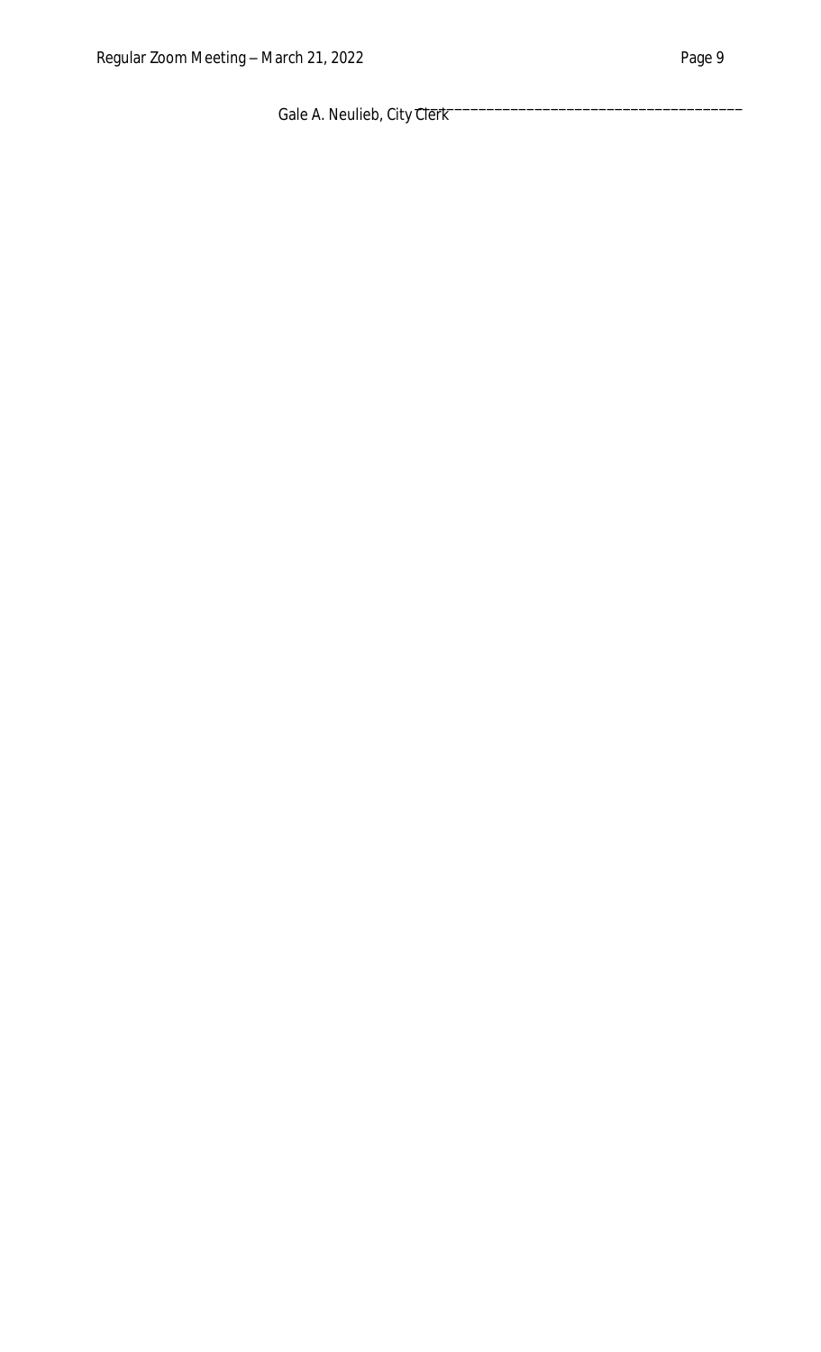Gale A. Neulieb, City Clerk